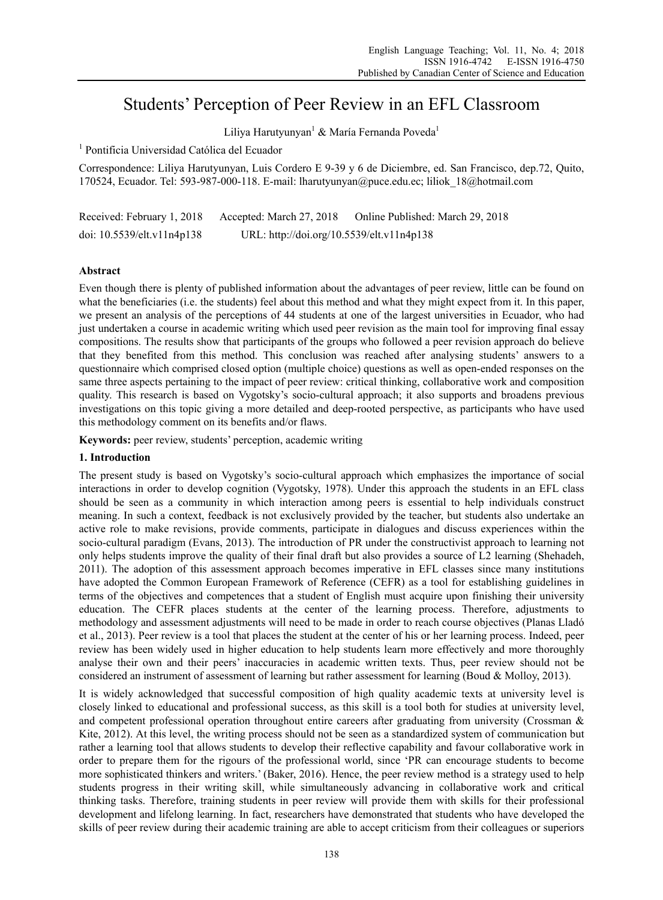# Students' Perception of Peer Review in an EFL Classroom

Liliya Harutyunyan[1] & María Fernanda Poveda[1]

[1] Pontificia Universidad Católica del Ecuador

Correspondence: Liliya Harutyunyan, Luis Cordero E 9-39 y 6 de Diciembre, ed. San Francisco, dep.72, Quito, 170524, Ecuador. Tel: 593-987-000-118. E-mail: lharutyunyan@puce.edu.ec; liliok_18@hotmail.com

Received: February 1, 2018 Accepted: March 27, 2018 Online Published: March 29, 2018

doi: 10.5539/elt.v11n4p138 URL: http://doi.org/10.5539/elt.v11n4p138

## Abstract

Even though there is plenty of published information about the advantages of peer review, little can be found on what the beneficiaries (i.e. the students) feel about this method and what they might expect from it. In this paper, we present an analysis of the perceptions of 44 students at one of the largest universities in Ecuador, who had just undertaken a course in academic writing which used peer revision as the main tool for improving final essay compositions. The results show that participants of the groups who followed a peer revision approach do believe that they benefited from this method. This conclusion was reached after analysing students' answers to a questionnaire which comprised closed option (multiple choice) questions as well as open-ended responses on the same three aspects pertaining to the impact of peer review: critical thinking, collaborative work and composition quality. This research is based on Vygotsky's socio-cultural approach; it also supports and broadens previous investigations on this topic giving a more detailed and deep-rooted perspective, as participants who have used this methodology comment on its benefits and/or flaws.

**Keywords:** peer review, students' perception, academic writing

## 1. Introduction

The present study is based on Vygotsky's socio-cultural approach which emphasizes the importance of social interactions in order to develop cognition (Vygotsky, 1978). Under this approach the students in an EFL class should be seen as a community in which interaction among peers is essential to help individuals construct meaning. In such a context, feedback is not exclusively provided by the teacher, but students also undertake an active role to make revisions, provide comments, participate in dialogues and discuss experiences within the socio-cultural paradigm (Evans, 2013). The introduction of PR under the constructivist approach to learning not only helps students improve the quality of their final draft but also provides a source of L2 learning (Shehadeh, 2011). The adoption of this assessment approach becomes imperative in EFL classes since many institutions have adopted the Common European Framework of Reference (CEFR) as a tool for establishing guidelines in terms of the objectives and competences that a student of English must acquire upon finishing their university education. The CEFR places students at the center of the learning process. Therefore, adjustments to methodology and assessment adjustments will need to be made in order to reach course objectives (Planas Lladó et al., 2013). Peer review is a tool that places the student at the center of his or her learning process. Indeed, peer review has been widely used in higher education to help students learn more effectively and more thoroughly analyse their own and their peers' inaccuracies in academic written texts. Thus, peer review should not be considered an instrument of assessment of learning but rather assessment for learning (Boud & Molloy, 2013).

It is widely acknowledged that successful composition of high quality academic texts at university level is closely linked to educational and professional success, as this skill is a tool both for studies at university level, and competent professional operation throughout entire careers after graduating from university (Crossman & Kite, 2012). At this level, the writing process should not be seen as a standardized system of communication but rather a learning tool that allows students to develop their reflective capability and favour collaborative work in order to prepare them for the rigours of the professional world, since 'PR can encourage students to become more sophisticated thinkers and writers.' (Baker, 2016). Hence, the peer review method is a strategy used to help students progress in their writing skill, while simultaneously advancing in collaborative work and critical thinking tasks. Therefore, training students in peer review will provide them with skills for their professional development and lifelong learning. In fact, researchers have demonstrated that students who have developed the skills of peer review during their academic training are able to accept criticism from their colleagues or superiors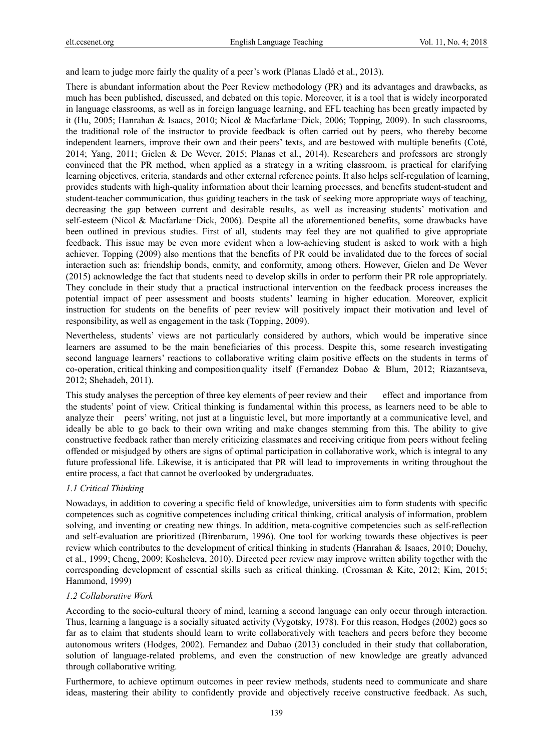and learn to judge more fairly the quality of a peer's work (Planas Lladó et al., 2013).

There is abundant information about the Peer Review methodology (PR) and its advantages and drawbacks, as much has been published, discussed, and debated on this topic. Moreover, it is a tool that is widely incorporated in language classrooms, as well as in foreign language learning, and EFL teaching has been greatly impacted by it (Hu, 2005; Hanrahan & Isaacs, 2010; Nicol & Macfarlane−Dick, 2006; Topping, 2009). In such classrooms, the traditional role of the instructor to provide feedback is often carried out by peers, who thereby become independent learners, improve their own and their peers' texts, and are bestowed with multiple benefits (Coté, 2014; Yang, 2011; Gielen & De Wever, 2015; Planas et al., 2014). Researchers and professors are strongly convinced that the PR method, when applied as a strategy in a writing classroom, is practical for clarifying learning objectives, criteria, standards and other external reference points. It also helps self-regulation of learning, provides students with high-quality information about their learning processes, and benefits student-student and student-teacher communication, thus guiding teachers in the task of seeking more appropriate ways of teaching, decreasing the gap between current and desirable results, as well as increasing students' motivation and self-esteem (Nicol & Macfarlane−Dick, 2006). Despite all the aforementioned benefits, some drawbacks have been outlined in previous studies. First of all, students may feel they are not qualified to give appropriate feedback. This issue may be even more evident when a low-achieving student is asked to work with a high achiever. Topping (2009) also mentions that the benefits of PR could be invalidated due to the forces of social interaction such as: friendship bonds, enmity, and conformity, among others. However, Gielen and De Wever (2015) acknowledge the fact that students need to develop skills in order to perform their PR role appropriately. They conclude in their study that a practical instructional intervention on the feedback process increases the potential impact of peer assessment and boosts students' learning in higher education. Moreover, explicit instruction for students on the benefits of peer review will positively impact their motivation and level of responsibility, as well as engagement in the task (Topping, 2009).

Nevertheless, students' views are not particularly considered by authors, which would be imperative since learners are assumed to be the main beneficiaries of this process. Despite this, some research investigating second language learners' reactions to collaborative writing claim positive effects on the students in terms of co-operation, critical thinking and composition quality itself (Fernandez Dobao & Blum, 2012; Riazantseva, 2012; Shehadeh, 2011).

This study analyses the perception of three key elements of peer review and their effect and importance from the students' point of view. Critical thinking is fundamental within this process, as learners need to be able to analyze their peers' writing, not just at a linguistic level, but more importantly at a communicative level, and ideally be able to go back to their own writing and make changes stemming from this. The ability to give constructive feedback rather than merely criticizing classmates and receiving critique from peers without feeling offended or misjudged by others are signs of optimal participation in collaborative work, which is integral to any future professional life. Likewise, it is anticipated that PR will lead to improvements in writing throughout the entire process, a fact that cannot be overlooked by undergraduates.

### *1.1 Critical Thinking*

Nowadays, in addition to covering a specific field of knowledge, universities aim to form students with specific competences such as cognitive competences including critical thinking, critical analysis of information, problem solving, and inventing or creating new things. In addition, meta-cognitive competencies such as self-reflection and self-evaluation are prioritized (Birenbarum, 1996). One tool for working towards these objectives is peer review which contributes to the development of critical thinking in students (Hanrahan & Isaacs, 2010; Douchy, et al., 1999; Cheng, 2009; Kosheleva, 2010). Directed peer review may improve written ability together with the corresponding development of essential skills such as critical thinking. (Crossman & Kite, 2012; Kim, 2015; Hammond, 1999)

### *1.2 Collaborative Work*

According to the socio-cultural theory of mind, learning a second language can only occur through interaction. Thus, learning a language is a socially situated activity (Vygotsky, 1978). For this reason, Hodges (2002) goes so far as to claim that students should learn to write collaboratively with teachers and peers before they become autonomous writers (Hodges, 2002). Fernandez and Dabao (2013) concluded in their study that collaboration, solution of language-related problems, and even the construction of new knowledge are greatly advanced through collaborative writing.

Furthermore, to achieve optimum outcomes in peer review methods, students need to communicate and share ideas, mastering their ability to confidently provide and objectively receive constructive feedback. As such,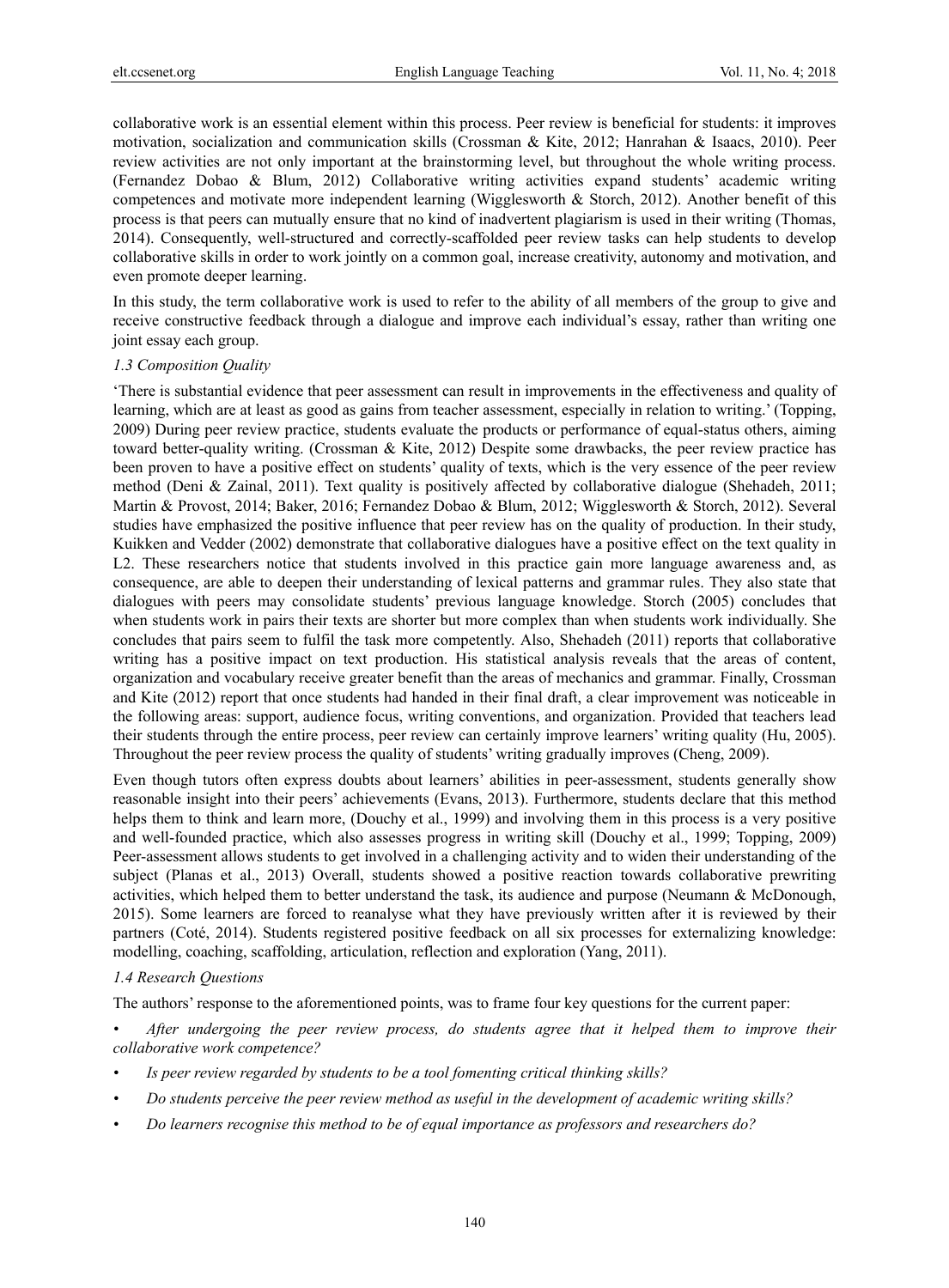collaborative work is an essential element within this process. Peer review is beneficial for students: it improves motivation, socialization and communication skills (Crossman & Kite, 2012; Hanrahan & Isaacs, 2010). Peer review activities are not only important at the brainstorming level, but throughout the whole writing process. (Fernandez Dobao & Blum, 2012) Collaborative writing activities expand students' academic writing competences and motivate more independent learning (Wigglesworth & Storch, 2012). Another benefit of this process is that peers can mutually ensure that no kind of inadvertent plagiarism is used in their writing (Thomas, 2014). Consequently, well-structured and correctly-scaffolded peer review tasks can help students to develop collaborative skills in order to work jointly on a common goal, increase creativity, autonomy and motivation, and even promote deeper learning.

In this study, the term collaborative work is used to refer to the ability of all members of the group to give and receive constructive feedback through a dialogue and improve each individual's essay, rather than writing one joint essay each group.

### *1.3 Composition Quality*

'There is substantial evidence that peer assessment can result in improvements in the effectiveness and quality of learning, which are at least as good as gains from teacher assessment, especially in relation to writing.' (Topping, 2009) During peer review practice, students evaluate the products or performance of equal-status others, aiming toward better-quality writing. (Crossman & Kite, 2012) Despite some drawbacks, the peer review practice has been proven to have a positive effect on students' quality of texts, which is the very essence of the peer review method (Deni & Zainal, 2011). Text quality is positively affected by collaborative dialogue (Shehadeh, 2011; Martin & Provost, 2014; Baker, 2016; Fernandez Dobao & Blum, 2012; Wigglesworth & Storch, 2012). Several studies have emphasized the positive influence that peer review has on the quality of production. In their study, Kuikken and Vedder (2002) demonstrate that collaborative dialogues have a positive effect on the text quality in L2. These researchers notice that students involved in this practice gain more language awareness and, as consequence, are able to deepen their understanding of lexical patterns and grammar rules. They also state that dialogues with peers may consolidate students' previous language knowledge. Storch (2005) concludes that when students work in pairs their texts are shorter but more complex than when students work individually. She concludes that pairs seem to fulfil the task more competently. Also, Shehadeh (2011) reports that collaborative writing has a positive impact on text production. His statistical analysis reveals that the areas of content, organization and vocabulary receive greater benefit than the areas of mechanics and grammar. Finally, Crossman and Kite (2012) report that once students had handed in their final draft, a clear improvement was noticeable in the following areas: support, audience focus, writing conventions, and organization. Provided that teachers lead their students through the entire process, peer review can certainly improve learners' writing quality (Hu, 2005). Throughout the peer review process the quality of students' writing gradually improves (Cheng, 2009).

Even though tutors often express doubts about learners' abilities in peer-assessment, students generally show reasonable insight into their peers' achievements (Evans, 2013). Furthermore, students declare that this method helps them to think and learn more, (Douchy et al., 1999) and involving them in this process is a very positive and well-founded practice, which also assesses progress in writing skill (Douchy et al., 1999; Topping, 2009) Peer-assessment allows students to get involved in a challenging activity and to widen their understanding of the subject (Planas et al., 2013) Overall, students showed a positive reaction towards collaborative prewriting activities, which helped them to better understand the task, its audience and purpose (Neumann & McDonough, 2015). Some learners are forced to reanalyse what they have previously written after it is reviewed by their partners (Coté, 2014). Students registered positive feedback on all six processes for externalizing knowledge: modelling, coaching, scaffolding, articulation, reflection and exploration (Yang, 2011).

### *1.4 Research Questions*

The authors' response to the aforementioned points, was to frame four key questions for the current paper:

- *After undergoing the peer review process, do students agree that it helped them to improve their collaborative work competence?*
- *Is peer review regarded by students to be a tool fomenting critical thinking skills?*
- *Do students perceive the peer review method as useful in the development of academic writing skills?*
- *Do learners recognise this method to be of equal importance as professors and researchers do?*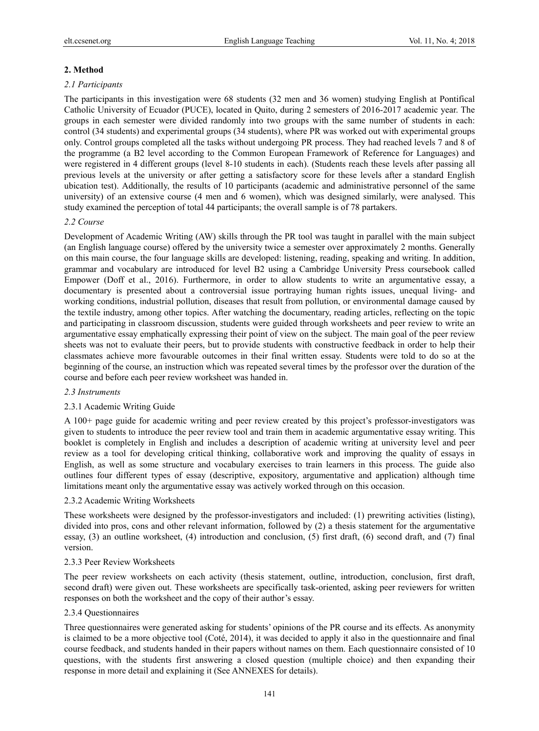## 2. Method

### *2.1 Participants*

The participants in this investigation were 68 students (32 men and 36 women) studying English at Pontifical Catholic University of Ecuador (PUCE), located in Quito, during 2 semesters of 2016-2017 academic year. The groups in each semester were divided randomly into two groups with the same number of students in each: control (34 students) and experimental groups (34 students), where PR was worked out with experimental groups only. Control groups completed all the tasks without undergoing PR process. They had reached levels 7 and 8 of the programme (a B2 level according to the Common European Framework of Reference for Languages) and were registered in 4 different groups (level 8-10 students in each). (Students reach these levels after passing all previous levels at the university or after getting a satisfactory score for these levels after a standard English ubication test). Additionally, the results of 10 participants (academic and administrative personnel of the same university) of an extensive course (4 men and 6 women), which was designed similarly, were analysed. This study examined the perception of total 44 participants; the overall sample is of 78 partakers.

### *2.2 Course*

Development of Academic Writing (AW) skills through the PR tool was taught in parallel with the main subject (an English language course) offered by the university twice a semester over approximately 2 months. Generally on this main course, the four language skills are developed: listening, reading, speaking and writing. In addition, grammar and vocabulary are introduced for level B2 using a Cambridge University Press coursebook called Empower (Doff et al., 2016). Furthermore, in order to allow students to write an argumentative essay, a documentary is presented about a controversial issue portraying human rights issues, unequal living- and working conditions, industrial pollution, diseases that result from pollution, or environmental damage caused by the textile industry, among other topics. After watching the documentary, reading articles, reflecting on the topic and participating in classroom discussion, students were guided through worksheets and peer review to write an argumentative essay emphatically expressing their point of view on the subject. The main goal of the peer review sheets was not to evaluate their peers, but to provide students with constructive feedback in order to help their classmates achieve more favourable outcomes in their final written essay. Students were told to do so at the beginning of the course, an instruction which was repeated several times by the professor over the duration of the course and before each peer review worksheet was handed in.

### *2.3 Instruments*

#### 2.3.1 Academic Writing Guide

A 100+ page guide for academic writing and peer review created by this project's professor-investigators was given to students to introduce the peer review tool and train them in academic argumentative essay writing. This booklet is completely in English and includes a description of academic writing at university level and peer review as a tool for developing critical thinking, collaborative work and improving the quality of essays in English, as well as some structure and vocabulary exercises to train learners in this process. The guide also outlines four different types of essay (descriptive, expository, argumentative and application) although time limitations meant only the argumentative essay was actively worked through on this occasion.

#### 2.3.2 Academic Writing Worksheets

These worksheets were designed by the professor-investigators and included: (1) prewriting activities (listing), divided into pros, cons and other relevant information, followed by (2) a thesis statement for the argumentative essay, (3) an outline worksheet, (4) introduction and conclusion, (5) first draft, (6) second draft, and (7) final version.

#### 2.3.3 Peer Review Worksheets

The peer review worksheets on each activity (thesis statement, outline, introduction, conclusion, first draft, second draft) were given out. These worksheets are specifically task-oriented, asking peer reviewers for written responses on both the worksheet and the copy of their author's essay.

#### 2.3.4 Questionnaires

Three questionnaires were generated asking for students' opinions of the PR course and its effects. As anonymity is claimed to be a more objective tool (Coté, 2014), it was decided to apply it also in the questionnaire and final course feedback, and students handed in their papers without names on them. Each questionnaire consisted of 10 questions, with the students first answering a closed question (multiple choice) and then expanding their response in more detail and explaining it (See ANNEXES for details).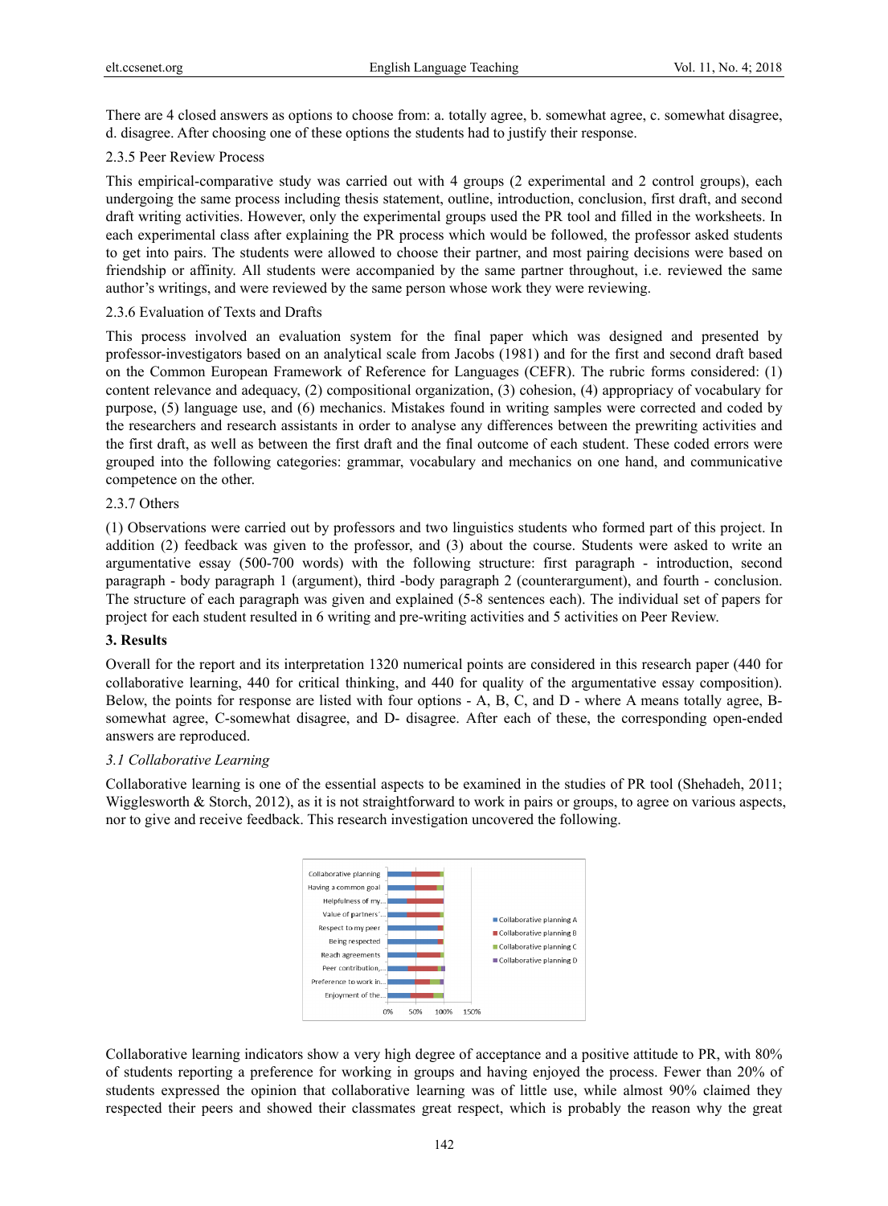There are 4 closed answers as options to choose from: a. totally agree, b. somewhat agree, c. somewhat disagree, d. disagree. After choosing one of these options the students had to justify their response.

2.3.5 Peer Review Process

This empirical-comparative study was carried out with 4 groups (2 experimental and 2 control groups), each undergoing the same process including thesis statement, outline, introduction, conclusion, first draft, and second draft writing activities. However, only the experimental groups used the PR tool and filled in the worksheets. In each experimental class after explaining the PR process which would be followed, the professor asked students to get into pairs. The students were allowed to choose their partner, and most pairing decisions were based on friendship or affinity. All students were accompanied by the same partner throughout, i.e. reviewed the same author's writings, and were reviewed by the same person whose work they were reviewing.

2.3.6 Evaluation of Texts and Drafts

This process involved an evaluation system for the final paper which was designed and presented by professor-investigators based on an analytical scale from Jacobs (1981) and for the first and second draft based on the Common European Framework of Reference for Languages (CEFR). The rubric forms considered: (1) content relevance and adequacy, (2) compositional organization, (3) cohesion, (4) appropriacy of vocabulary for purpose, (5) language use, and (6) mechanics. Mistakes found in writing samples were corrected and coded by the researchers and research assistants in order to analyse any differences between the prewriting activities and the first draft, as well as between the first draft and the final outcome of each student. These coded errors were grouped into the following categories: grammar, vocabulary and mechanics on one hand, and communicative competence on the other.

2.3.7 Others

(1) Observations were carried out by professors and two linguistics students who formed part of this project. In addition (2) feedback was given to the professor, and (3) about the course. Students were asked to write an argumentative essay (500-700 words) with the following structure: first paragraph - introduction, second paragraph - body paragraph 1 (argument), third -body paragraph 2 (counterargument), and fourth - conclusion. The structure of each paragraph was given and explained (5-8 sentences each). The individual set of papers for project for each student resulted in 6 writing and pre-writing activities and 5 activities on Peer Review.

## 3. Results

Overall for the report and its interpretation 1320 numerical points are considered in this research paper (440 for collaborative learning, 440 for critical thinking, and 440 for quality of the argumentative essay composition). Below, the points for response are listed with four options - A, B, C, and D - where A means totally agree, B-somewhat agree, C-somewhat disagree, and D- disagree. After each of these, the corresponding open-ended answers are reproduced.

### *3.1 Collaborative Learning*

Collaborative learning is one of the essential aspects to be examined in the studies of PR tool (Shehadeh, 2011; Wigglesworth & Storch, 2012), as it is not straightforward to work in pairs or groups, to agree on various aspects, nor to give and receive feedback. This research investigation uncovered the following.

Collaborative learning indicators show a very high degree of acceptance and a positive attitude to PR, with 80% of students reporting a preference for working in groups and having enjoyed the process. Fewer than 20% of students expressed the opinion that collaborative learning was of little use, while almost 90% claimed they respected their peers and showed their classmates great respect, which is probably the reason why the great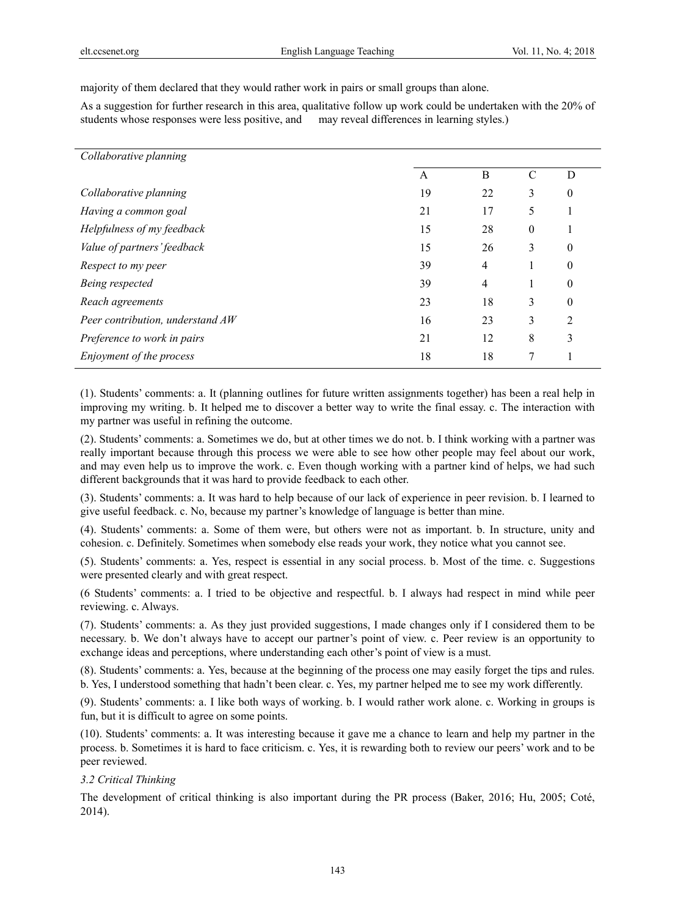majority of them declared that they would rather work in pairs or small groups than alone.

As a suggestion for further research in this area, qualitative follow up work could be undertaken with the 20% of students whose responses were less positive, and may reveal differences in learning styles.)

| *Collaborative planning* | | | | |
|---|---|---|---|---|
| | A | B | C | D |
| *Collaborative planning* | 19 | 22 | 3 | 0 |
| *Having a common goal* | 21 | 17 | 5 | 1 |
| *Helpfulness of my feedback* | 15 | 28 | 0 | 1 |
| *Value of partners' feedback* | 15 | 26 | 3 | 0 |
| *Respect to my peer* | 39 | 4 | 1 | 0 |
| *Being respected* | 39 | 4 | 1 | 0 |
| *Reach agreements* | 23 | 18 | 3 | 0 |
| *Peer contribution, understand AW* | 16 | 23 | 3 | 2 |
| *Preference to work in pairs* | 21 | 12 | 8 | 3 |
| *Enjoyment of the process* | 18 | 18 | 7 | 1 |

(1). Students' comments: a. It (planning outlines for future written assignments together) has been a real help in improving my writing. b. It helped me to discover a better way to write the final essay. c. The interaction with my partner was useful in refining the outcome.

(2). Students' comments: a. Sometimes we do, but at other times we do not. b. I think working with a partner was really important because through this process we were able to see how other people may feel about our work, and may even help us to improve the work. c. Even though working with a partner kind of helps, we had such different backgrounds that it was hard to provide feedback to each other.

(3). Students' comments: a. It was hard to help because of our lack of experience in peer revision. b. I learned to give useful feedback. c. No, because my partner's knowledge of language is better than mine.

(4). Students' comments: a. Some of them were, but others were not as important. b. In structure, unity and cohesion. c. Definitely. Sometimes when somebody else reads your work, they notice what you cannot see.

(5). Students' comments: a. Yes, respect is essential in any social process. b. Most of the time. c. Suggestions were presented clearly and with great respect.

(6 Students' comments: a. I tried to be objective and respectful. b. I always had respect in mind while peer reviewing. c. Always.

(7). Students' comments: a. As they just provided suggestions, I made changes only if I considered them to be necessary. b. We don't always have to accept our partner's point of view. c. Peer review is an opportunity to exchange ideas and perceptions, where understanding each other's point of view is a must.

(8). Students' comments: a. Yes, because at the beginning of the process one may easily forget the tips and rules. b. Yes, I understood something that hadn't been clear. c. Yes, my partner helped me to see my work differently.

(9). Students' comments: a. I like both ways of working. b. I would rather work alone. c. Working in groups is fun, but it is difficult to agree on some points.

(10). Students' comments: a. It was interesting because it gave me a chance to learn and help my partner in the process. b. Sometimes it is hard to face criticism. c. Yes, it is rewarding both to review our peers' work and to be peer reviewed.

### *3.2 Critical Thinking*

The development of critical thinking is also important during the PR process (Baker, 2016; Hu, 2005; Coté, 2014).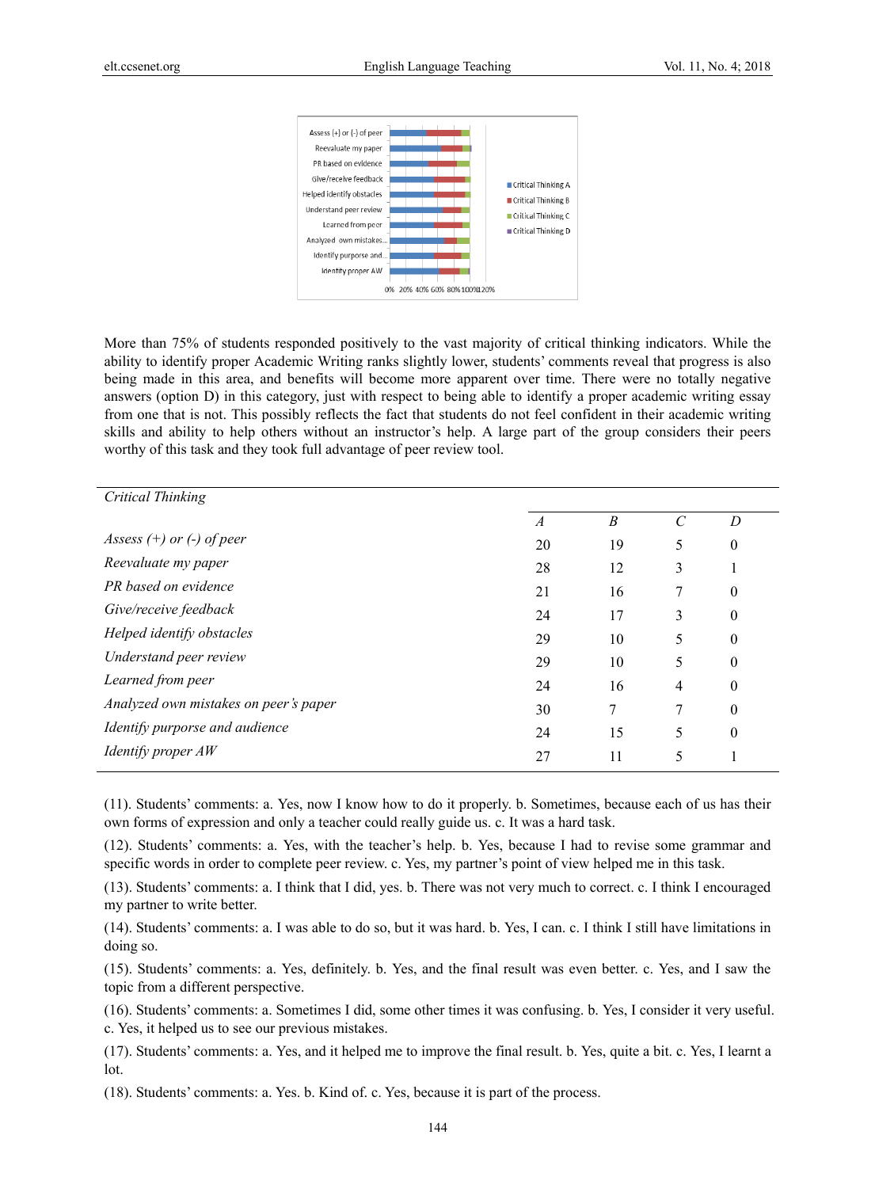More than 75% of students responded positively to the vast majority of critical thinking indicators. While the ability to identify proper Academic Writing ranks slightly lower, students' comments reveal that progress is also being made in this area, and benefits will become more apparent over time. There were no totally negative answers (option D) in this category, just with respect to being able to identify a proper academic writing essay from one that is not. This possibly reflects the fact that students do not feel confident in their academic writing skills and ability to help others without an instructor's help. A large part of the group considers their peers worthy of this task and they took full advantage of peer review tool.

| *Critical Thinking* | | | | |
|---|---|---|---|---|
| | *A* | *B* | *C* | *D* |
| *Assess (+) or (-) of peer* | 20 | 19 | 5 | 0 |
| *Reevaluate my paper* | 28 | 12 | 3 | 1 |
| *PR based on evidence* | 21 | 16 | 7 | 0 |
| *Give/receive feedback* | 24 | 17 | 3 | 0 |
| *Helped identify obstacles* | 29 | 10 | 5 | 0 |
| *Understand peer review* | 29 | 10 | 5 | 0 |
| *Learned from peer* | 24 | 16 | 4 | 0 |
| *Analyzed own mistakes on peer's paper* | 30 | 7 | 7 | 0 |
| *Identify purporse and audience* | 24 | 15 | 5 | 0 |
| *Identify proper AW* | 27 | 11 | 5 | 1 |

(11). Students' comments: a. Yes, now I know how to do it properly. b. Sometimes, because each of us has their own forms of expression and only a teacher could really guide us. c. It was a hard task.

(12). Students' comments: a. Yes, with the teacher's help. b. Yes, because I had to revise some grammar and specific words in order to complete peer review. c. Yes, my partner's point of view helped me in this task.

(13). Students' comments: a. I think that I did, yes. b. There was not very much to correct. c. I think I encouraged my partner to write better.

(14). Students' comments: a. I was able to do so, but it was hard. b. Yes, I can. c. I think I still have limitations in doing so.

(15). Students' comments: a. Yes, definitely. b. Yes, and the final result was even better. c. Yes, and I saw the topic from a different perspective.

(16). Students' comments: a. Sometimes I did, some other times it was confusing. b. Yes, I consider it very useful. c. Yes, it helped us to see our previous mistakes.

(17). Students' comments: a. Yes, and it helped me to improve the final result. b. Yes, quite a bit. c. Yes, I learnt a lot.

(18). Students' comments: a. Yes. b. Kind of. c. Yes, because it is part of the process.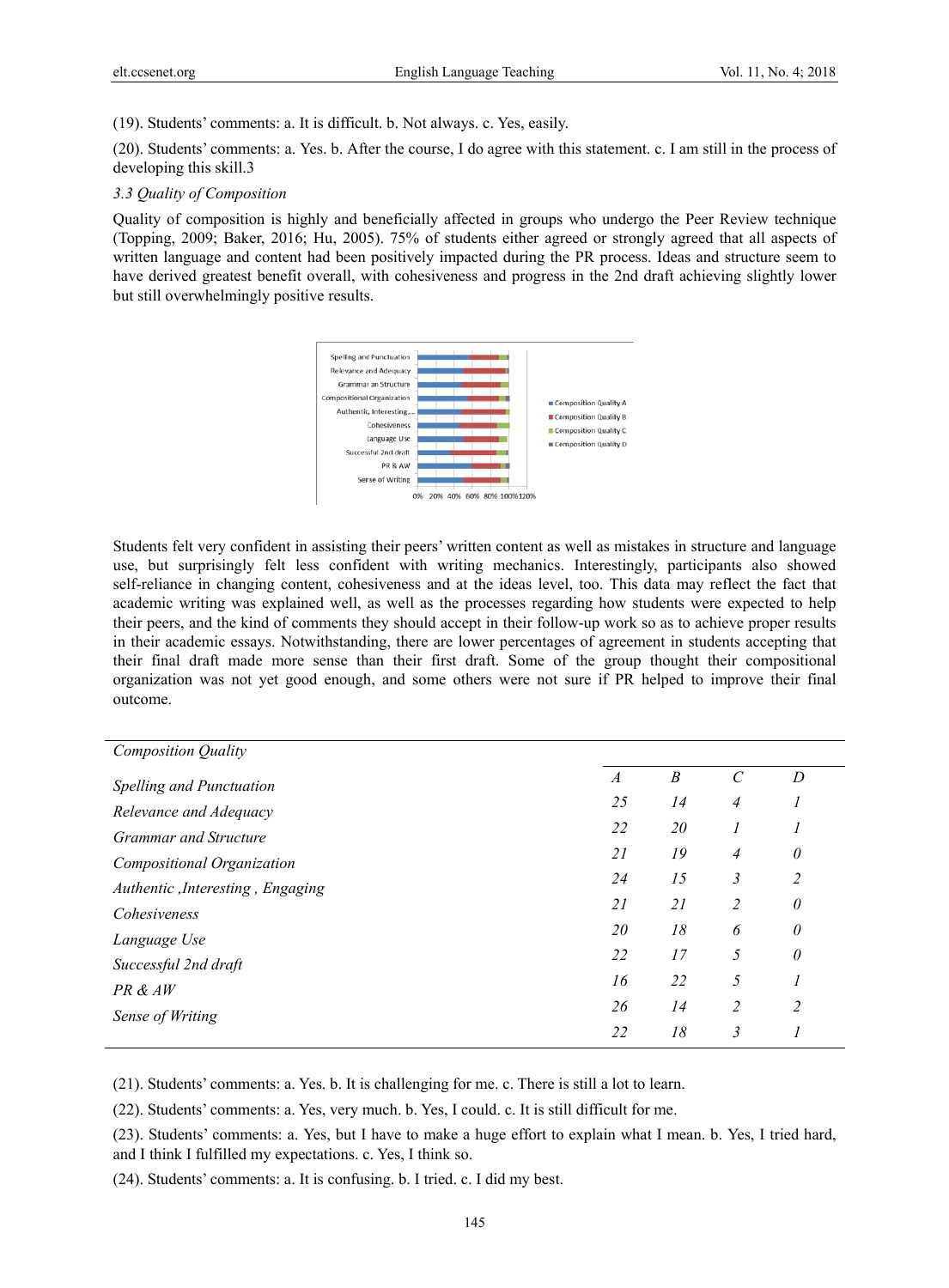(19). Students' comments: a. It is difficult. b. Not always. c. Yes, easily.

(20). Students' comments: a. Yes. b. After the course, I do agree with this statement. c. I am still in the process of developing this skill.3

*3.3 Quality of Composition*

Quality of composition is highly and beneficially affected in groups who undergo the Peer Review technique (Topping, 2009; Baker, 2016; Hu, 2005). 75% of students either agreed or strongly agreed that all aspects of written language and content had been positively impacted during the PR process. Ideas and structure seem to have derived greatest benefit overall, with cohesiveness and progress in the 2nd draft achieving slightly lower but still overwhelmingly positive results.

Students felt very confident in assisting their peers' written content as well as mistakes in structure and language use, but surprisingly felt less confident with writing mechanics. Interestingly, participants also showed self-reliance in changing content, cohesiveness and at the ideas level, too. This data may reflect the fact that academic writing was explained well, as well as the processes regarding how students were expected to help their peers, and the kind of comments they should accept in their follow-up work so as to achieve proper results in their academic essays. Notwithstanding, there are lower percentages of agreement in students accepting that their final draft made more sense than their first draft. Some of the group thought their compositional organization was not yet good enough, and some others were not sure if PR helped to improve their final outcome.

| *Composition Quality* | *A* | *B* | *C* | *D* |
|---|---|---|---|---|
| *Spelling and Punctuation* | *25* | *14* | *4* | *1* |
| *Relevance and Adequacy* | *22* | *20* | *1* | *1* |
| *Grammar and Structure* | *21* | *19* | *4* | *0* |
| *Compositional Organization* | *24* | *15* | *3* | *2* |
| *Authentic ,Interesting , Engaging* | *21* | *21* | *2* | *0* |
| *Cohesiveness* | *20* | *18* | *6* | *0* |
| *Language Use* | *22* | *17* | *5* | *0* |
| *Successful 2nd draft* | *16* | *22* | *5* | *1* |
| *PR & AW* | *26* | *14* | *2* | *2* |
| *Sense of Writing* | *22* | *18* | *3* | *1* |

(21). Students' comments: a. Yes. b. It is challenging for me. c. There is still a lot to learn.

(22). Students' comments: a. Yes, very much. b. Yes, I could. c. It is still difficult for me.

(23). Students' comments: a. Yes, but I have to make a huge effort to explain what I mean. b. Yes, I tried hard, and I think I fulfilled my expectations. c. Yes, I think so.

(24). Students' comments: a. It is confusing. b. I tried. c. I did my best.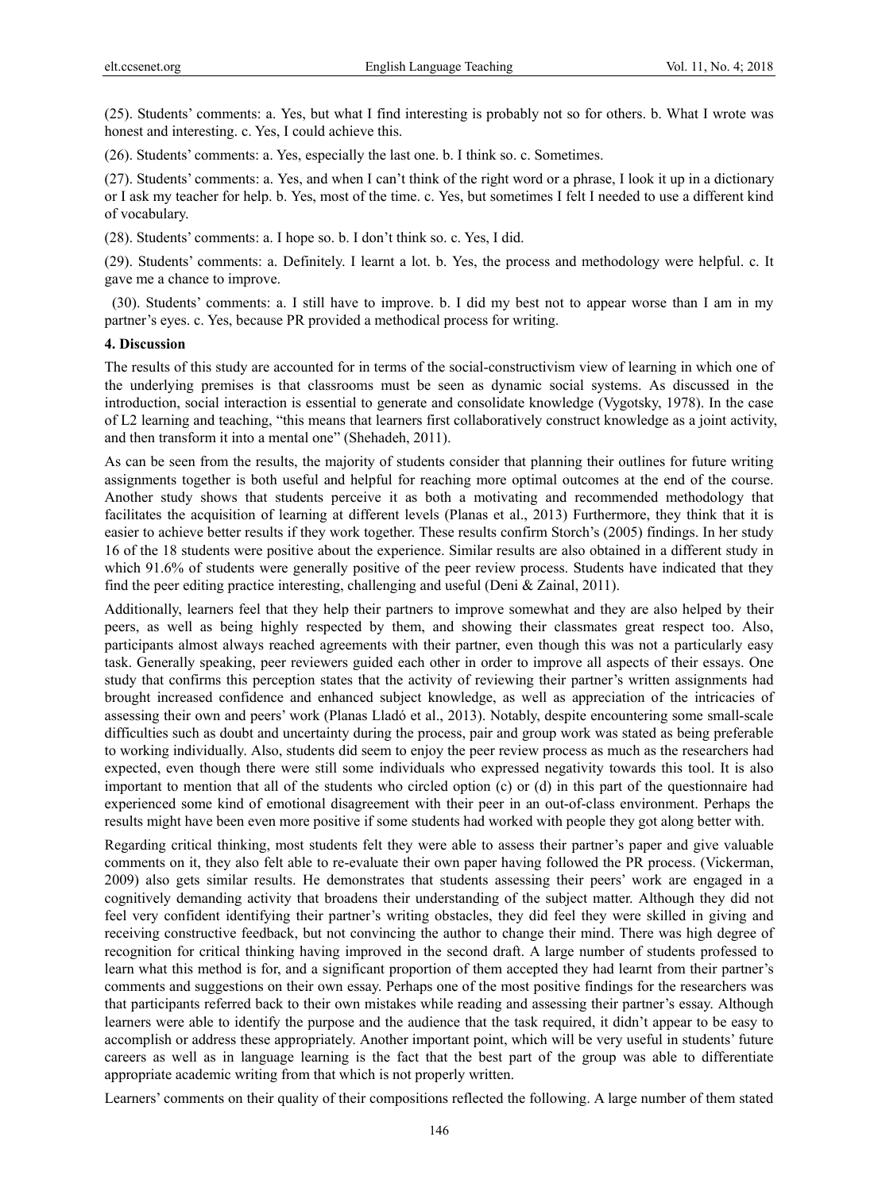(25). Students' comments: a. Yes, but what I find interesting is probably not so for others. b. What I wrote was honest and interesting. c. Yes, I could achieve this.

(26). Students' comments: a. Yes, especially the last one. b. I think so. c. Sometimes.

(27). Students' comments: a. Yes, and when I can't think of the right word or a phrase, I look it up in a dictionary or I ask my teacher for help. b. Yes, most of the time. c. Yes, but sometimes I felt I needed to use a different kind of vocabulary.

(28). Students' comments: a. I hope so. b. I don't think so. c. Yes, I did.

(29). Students' comments: a. Definitely. I learnt a lot. b. Yes, the process and methodology were helpful. c. It gave me a chance to improve.

(30). Students' comments: a. I still have to improve. b. I did my best not to appear worse than I am in my partner's eyes. c. Yes, because PR provided a methodical process for writing.

## 4. Discussion

The results of this study are accounted for in terms of the social-constructivism view of learning in which one of the underlying premises is that classrooms must be seen as dynamic social systems. As discussed in the introduction, social interaction is essential to generate and consolidate knowledge (Vygotsky, 1978). In the case of L2 learning and teaching, "this means that learners first collaboratively construct knowledge as a joint activity, and then transform it into a mental one" (Shehadeh, 2011).

As can be seen from the results, the majority of students consider that planning their outlines for future writing assignments together is both useful and helpful for reaching more optimal outcomes at the end of the course. Another study shows that students perceive it as both a motivating and recommended methodology that facilitates the acquisition of learning at different levels (Planas et al., 2013) Furthermore, they think that it is easier to achieve better results if they work together. These results confirm Storch's (2005) findings. In her study 16 of the 18 students were positive about the experience. Similar results are also obtained in a different study in which 91.6% of students were generally positive of the peer review process. Students have indicated that they find the peer editing practice interesting, challenging and useful (Deni & Zainal, 2011).

Additionally, learners feel that they help their partners to improve somewhat and they are also helped by their peers, as well as being highly respected by them, and showing their classmates great respect too. Also, participants almost always reached agreements with their partner, even though this was not a particularly easy task. Generally speaking, peer reviewers guided each other in order to improve all aspects of their essays. One study that confirms this perception states that the activity of reviewing their partner's written assignments had brought increased confidence and enhanced subject knowledge, as well as appreciation of the intricacies of assessing their own and peers' work (Planas Lladó et al., 2013). Notably, despite encountering some small-scale difficulties such as doubt and uncertainty during the process, pair and group work was stated as being preferable to working individually. Also, students did seem to enjoy the peer review process as much as the researchers had expected, even though there were still some individuals who expressed negativity towards this tool. It is also important to mention that all of the students who circled option (c) or (d) in this part of the questionnaire had experienced some kind of emotional disagreement with their peer in an out-of-class environment. Perhaps the results might have been even more positive if some students had worked with people they got along better with.

Regarding critical thinking, most students felt they were able to assess their partner's paper and give valuable comments on it, they also felt able to re-evaluate their own paper having followed the PR process. (Vickerman, 2009) also gets similar results. He demonstrates that students assessing their peers' work are engaged in a cognitively demanding activity that broadens their understanding of the subject matter. Although they did not feel very confident identifying their partner's writing obstacles, they did feel they were skilled in giving and receiving constructive feedback, but not convincing the author to change their mind. There was high degree of recognition for critical thinking having improved in the second draft. A large number of students professed to learn what this method is for, and a significant proportion of them accepted they had learnt from their partner's comments and suggestions on their own essay. Perhaps one of the most positive findings for the researchers was that participants referred back to their own mistakes while reading and assessing their partner's essay. Although learners were able to identify the purpose and the audience that the task required, it didn't appear to be easy to accomplish or address these appropriately. Another important point, which will be very useful in students' future careers as well as in language learning is the fact that the best part of the group was able to differentiate appropriate academic writing from that which is not properly written.

Learners' comments on their quality of their compositions reflected the following. A large number of them stated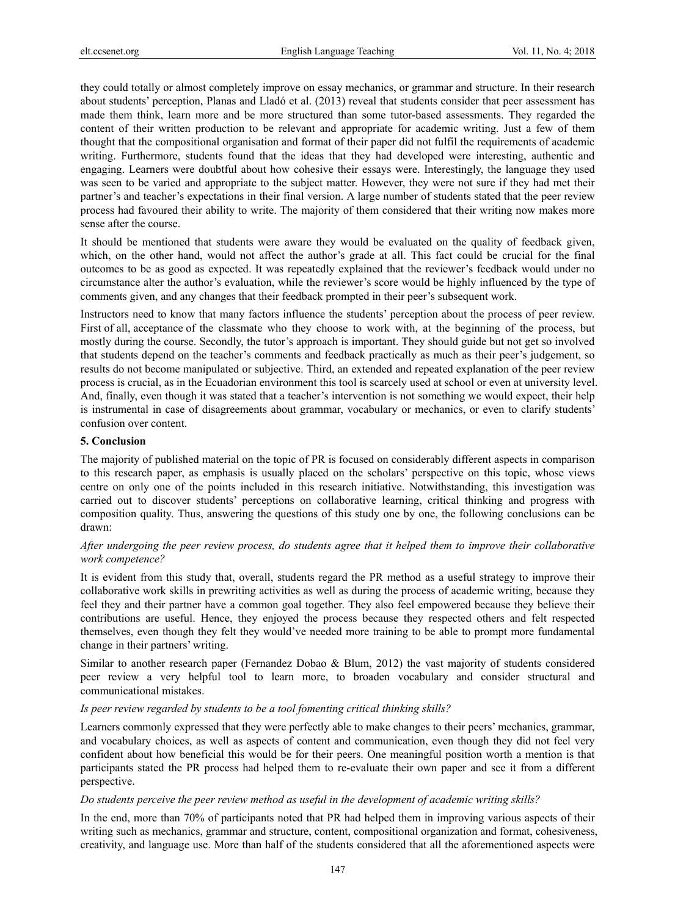they could totally or almost completely improve on essay mechanics, or grammar and structure. In their research about students' perception, Planas and Lladó et al. (2013) reveal that students consider that peer assessment has made them think, learn more and be more structured than some tutor-based assessments. They regarded the content of their written production to be relevant and appropriate for academic writing. Just a few of them thought that the compositional organisation and format of their paper did not fulfil the requirements of academic writing. Furthermore, students found that the ideas that they had developed were interesting, authentic and engaging. Learners were doubtful about how cohesive their essays were. Interestingly, the language they used was seen to be varied and appropriate to the subject matter. However, they were not sure if they had met their partner's and teacher's expectations in their final version. A large number of students stated that the peer review process had favoured their ability to write. The majority of them considered that their writing now makes more sense after the course.

It should be mentioned that students were aware they would be evaluated on the quality of feedback given, which, on the other hand, would not affect the author's grade at all. This fact could be crucial for the final outcomes to be as good as expected. It was repeatedly explained that the reviewer's feedback would under no circumstance alter the author's evaluation, while the reviewer's score would be highly influenced by the type of comments given, and any changes that their feedback prompted in their peer's subsequent work.

Instructors need to know that many factors influence the students' perception about the process of peer review. First of all, acceptance of the classmate who they choose to work with, at the beginning of the process, but mostly during the course. Secondly, the tutor's approach is important. They should guide but not get so involved that students depend on the teacher's comments and feedback practically as much as their peer's judgement, so results do not become manipulated or subjective. Third, an extended and repeated explanation of the peer review process is crucial, as in the Ecuadorian environment this tool is scarcely used at school or even at university level. And, finally, even though it was stated that a teacher's intervention is not something we would expect, their help is instrumental in case of disagreements about grammar, vocabulary or mechanics, or even to clarify students' confusion over content.

## 5. Conclusion

The majority of published material on the topic of PR is focused on considerably different aspects in comparison to this research paper, as emphasis is usually placed on the scholars' perspective on this topic, whose views centre on only one of the points included in this research initiative. Notwithstanding, this investigation was carried out to discover students' perceptions on collaborative learning, critical thinking and progress with composition quality. Thus, answering the questions of this study one by one, the following conclusions can be drawn:

*After undergoing the peer review process, do students agree that it helped them to improve their collaborative work competence?*

It is evident from this study that, overall, students regard the PR method as a useful strategy to improve their collaborative work skills in prewriting activities as well as during the process of academic writing, because they feel they and their partner have a common goal together. They also feel empowered because they believe their contributions are useful. Hence, they enjoyed the process because they respected others and felt respected themselves, even though they felt they would've needed more training to be able to prompt more fundamental change in their partners' writing.

Similar to another research paper (Fernandez Dobao & Blum, 2012) the vast majority of students considered peer review a very helpful tool to learn more, to broaden vocabulary and consider structural and communicational mistakes.

*Is peer review regarded by students to be a tool fomenting critical thinking skills?*

Learners commonly expressed that they were perfectly able to make changes to their peers' mechanics, grammar, and vocabulary choices, as well as aspects of content and communication, even though they did not feel very confident about how beneficial this would be for their peers. One meaningful position worth a mention is that participants stated the PR process had helped them to re-evaluate their own paper and see it from a different perspective.

*Do students perceive the peer review method as useful in the development of academic writing skills?*

In the end, more than 70% of participants noted that PR had helped them in improving various aspects of their writing such as mechanics, grammar and structure, content, compositional organization and format, cohesiveness, creativity, and language use. More than half of the students considered that all the aforementioned aspects were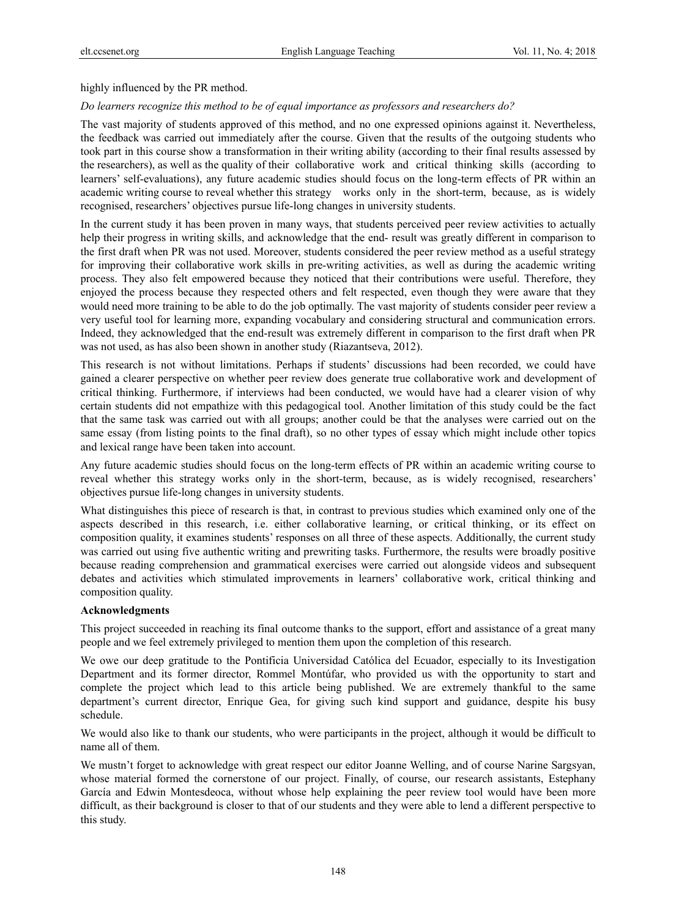highly influenced by the PR method.

*Do learners recognize this method to be of equal importance as professors and researchers do?*

The vast majority of students approved of this method, and no one expressed opinions against it. Nevertheless, the feedback was carried out immediately after the course. Given that the results of the outgoing students who took part in this course show a transformation in their writing ability (according to their final results assessed by the researchers), as well as the quality of their collaborative work and critical thinking skills (according to learners' self-evaluations), any future academic studies should focus on the long-term effects of PR within an academic writing course to reveal whether this strategy works only in the short-term, because, as is widely recognised, researchers' objectives pursue life-long changes in university students.

In the current study it has been proven in many ways, that students perceived peer review activities to actually help their progress in writing skills, and acknowledge that the end- result was greatly different in comparison to the first draft when PR was not used. Moreover, students considered the peer review method as a useful strategy for improving their collaborative work skills in pre-writing activities, as well as during the academic writing process. They also felt empowered because they noticed that their contributions were useful. Therefore, they enjoyed the process because they respected others and felt respected, even though they were aware that they would need more training to be able to do the job optimally. The vast majority of students consider peer review a very useful tool for learning more, expanding vocabulary and considering structural and communication errors. Indeed, they acknowledged that the end-result was extremely different in comparison to the first draft when PR was not used, as has also been shown in another study (Riazantseva, 2012).

This research is not without limitations. Perhaps if students' discussions had been recorded, we could have gained a clearer perspective on whether peer review does generate true collaborative work and development of critical thinking. Furthermore, if interviews had been conducted, we would have had a clearer vision of why certain students did not empathize with this pedagogical tool. Another limitation of this study could be the fact that the same task was carried out with all groups; another could be that the analyses were carried out on the same essay (from listing points to the final draft), so no other types of essay which might include other topics and lexical range have been taken into account.

Any future academic studies should focus on the long-term effects of PR within an academic writing course to reveal whether this strategy works only in the short-term, because, as is widely recognised, researchers' objectives pursue life-long changes in university students.

What distinguishes this piece of research is that, in contrast to previous studies which examined only one of the aspects described in this research, i.e. either collaborative learning, or critical thinking, or its effect on composition quality, it examines students' responses on all three of these aspects. Additionally, the current study was carried out using five authentic writing and prewriting tasks. Furthermore, the results were broadly positive because reading comprehension and grammatical exercises were carried out alongside videos and subsequent debates and activities which stimulated improvements in learners' collaborative work, critical thinking and composition quality.

**Acknowledgments**

This project succeeded in reaching its final outcome thanks to the support, effort and assistance of a great many people and we feel extremely privileged to mention them upon the completion of this research.

We owe our deep gratitude to the Pontificia Universidad Católica del Ecuador, especially to its Investigation Department and its former director, Rommel Montúfar, who provided us with the opportunity to start and complete the project which lead to this article being published. We are extremely thankful to the same department's current director, Enrique Gea, for giving such kind support and guidance, despite his busy schedule.

We would also like to thank our students, who were participants in the project, although it would be difficult to name all of them.

We mustn't forget to acknowledge with great respect our editor Joanne Welling, and of course Narine Sargsyan, whose material formed the cornerstone of our project. Finally, of course, our research assistants, Estephany García and Edwin Montesdeoca, without whose help explaining the peer review tool would have been more difficult, as their background is closer to that of our students and they were able to lend a different perspective to this study.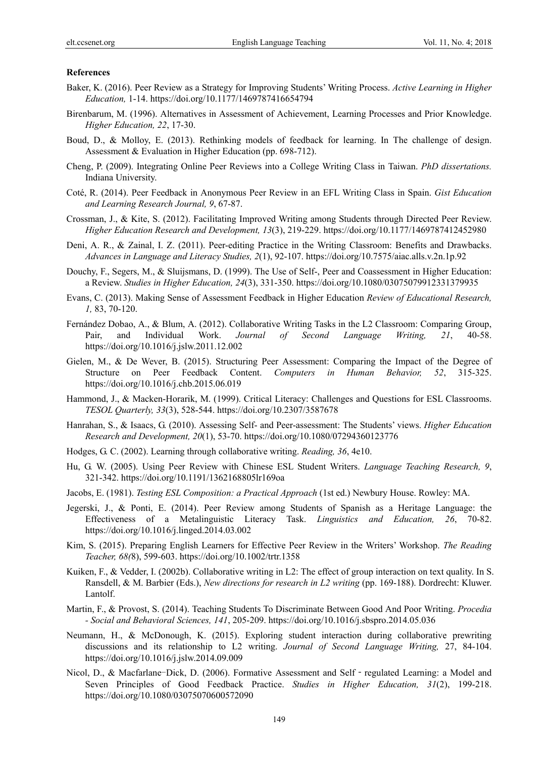**References**

Baker, K. (2016). Peer Review as a Strategy for Improving Students' Writing Process. *Active Learning in Higher Education,* 1-14. https://doi.org/10.1177/1469787416654794

Birenbarum, M. (1996). Alternatives in Assessment of Achievement, Learning Processes and Prior Knowledge. *Higher Education, 22*, 17-30.

Boud, D., & Molloy, E. (2013). Rethinking models of feedback for learning. In The challenge of design. Assessment & Evaluation in Higher Education (pp. 698-712).

Cheng, P. (2009). Integrating Online Peer Reviews into a College Writing Class in Taiwan. *PhD dissertations.* Indiana University.

Coté, R. (2014). Peer Feedback in Anonymous Peer Review in an EFL Writing Class in Spain. *Gist Education and Learning Research Journal, 9*, 67-87.

Crossman, J., & Kite, S. (2012). Facilitating Improved Writing among Students through Directed Peer Review. *Higher Education Research and Development, 13*(3), 219-229. https://doi.org/10.1177/1469787412452980

Deni, A. R., & Zainal, I. Z. (2011). Peer-editing Practice in the Writing Classroom: Benefits and Drawbacks. *Advances in Language and Literacy Studies, 2*(1), 92-107. https://doi.org/10.7575/aiac.alls.v.2n.1p.92

Douchy, F., Segers, M., & Sluijsmans, D. (1999). The Use of Self-, Peer and Coassessment in Higher Education: a Review. *Studies in Higher Education, 24*(3), 331-350. https://doi.org/10.1080/03075079912331379935

Evans, C. (2013). Making Sense of Assessment Feedback in Higher Education *Review of Educational Research, 1,* 83, 70-120.

Fernández Dobao, A., & Blum, A. (2012). Collaborative Writing Tasks in the L2 Classroom: Comparing Group, Pair, and Individual Work. *Journal of Second Language Writing, 21*, 40-58. https://doi.org/10.1016/j.jslw.2011.12.002

Gielen, M., & De Wever, B. (2015). Structuring Peer Assessment: Comparing the Impact of the Degree of Structure on Peer Feedback Content. *Computers in Human Behavior, 52*, 315-325. https://doi.org/10.1016/j.chb.2015.06.019

Hammond, J., & Macken-Horarik, M. (1999). Critical Literacy: Challenges and Questions for ESL Classrooms. *TESOL Quarterly, 33*(3), 528-544. https://doi.org/10.2307/3587678

Hanrahan, S., & Isaacs, G. (2010). Assessing Self- and Peer-assessment: The Students' views. *Higher Education Research and Development, 20*(1), 53-70. https://doi.org/10.1080/07294360123776

Hodges, G. C. (2002). Learning through collaborative writing. *Reading, 36*, 4e10.

Hu, G. W. (2005). Using Peer Review with Chinese ESL Student Writers. *Language Teaching Research, 9*, 321-342. https://doi.org/10.1191/1362168805lr169oa

Jacobs, E. (1981). *Testing ESL Composition: a Practical Approach* (1st ed.) Newbury House. Rowley: MA.

Jegerski, J., & Ponti, E. (2014). Peer Review among Students of Spanish as a Heritage Language: the Effectiveness of a Metalinguistic Literacy Task. *Linguistics and Education, 26*, 70-82. https://doi.org/10.1016/j.linged.2014.03.002

Kim, S. (2015). Preparing English Learners for Effective Peer Review in the Writers' Workshop. *The Reading Teacher, 68(*8), 599-603. https://doi.org/10.1002/trtr.1358

Kuiken, F., & Vedder, I. (2002b). Collaborative writing in L2: The effect of group interaction on text quality. In S. Ransdell, & M. Barbier (Eds.), *New directions for research in L2 writing* (pp. 169-188). Dordrecht: Kluwer. Lantolf.

Martin, F., & Provost, S. (2014). Teaching Students To Discriminate Between Good And Poor Writing. *Procedia - Social and Behavioral Sciences, 141*, 205-209. https://doi.org/10.1016/j.sbspro.2014.05.036

Neumann, H., & McDonough, K. (2015). Exploring student interaction during collaborative prewriting discussions and its relationship to L2 writing. *Journal of Second Language Writing,* 27, 84-104. https://doi.org/10.1016/j.jslw.2014.09.009

Nicol, D., & Macfarlane-Dick, D. (2006). Formative Assessment and Self - regulated Learning: a Model and Seven Principles of Good Feedback Practice. *Studies in Higher Education, 31*(2), 199-218. https://doi.org/10.1080/03075070600572090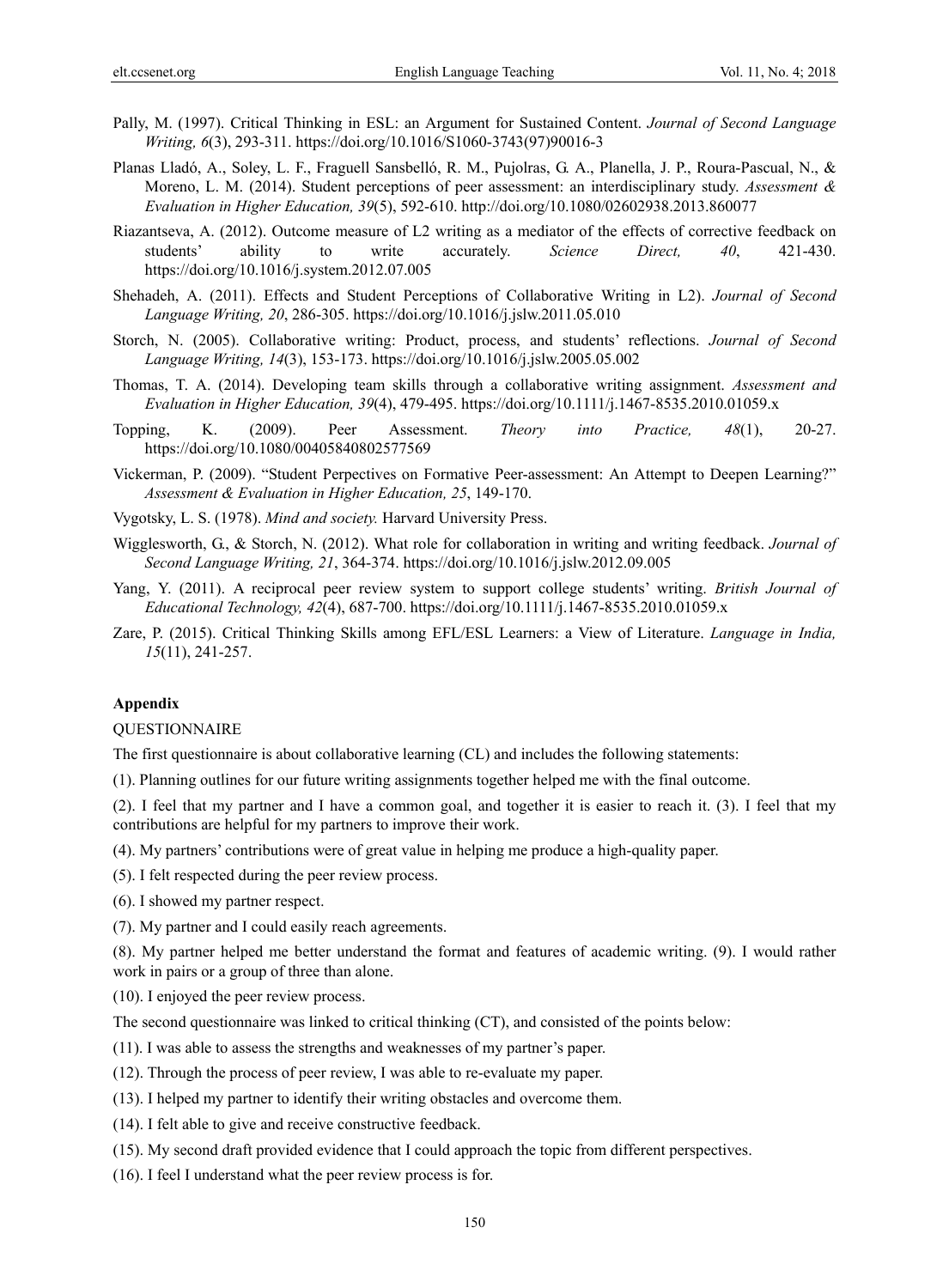Pally, M. (1997). Critical Thinking in ESL: an Argument for Sustained Content. *Journal of Second Language Writing, 6*(3), 293-311. https://doi.org/10.1016/S1060-3743(97)90016-3

Planas Lladó, A., Soley, L. F., Fraguell Sansbelló, R. M., Pujolras, G. A., Planella, J. P., Roura-Pascual, N., & Moreno, L. M. (2014). Student perceptions of peer assessment: an interdisciplinary study. *Assessment & Evaluation in Higher Education, 39*(5), 592-610. http://doi.org/10.1080/02602938.2013.860077

Riazantseva, A. (2012). Outcome measure of L2 writing as a mediator of the effects of corrective feedback on students' ability to write accurately. *Science Direct, 40*, 421-430. https://doi.org/10.1016/j.system.2012.07.005

Shehadeh, A. (2011). Effects and Student Perceptions of Collaborative Writing in L2). *Journal of Second Language Writing, 20*, 286-305. https://doi.org/10.1016/j.jslw.2011.05.010

Storch, N. (2005). Collaborative writing: Product, process, and students' reflections. *Journal of Second Language Writing, 14*(3), 153-173. https://doi.org/10.1016/j.jslw.2005.05.002

Thomas, T. A. (2014). Developing team skills through a collaborative writing assignment. *Assessment and Evaluation in Higher Education, 39*(4), 479-495. https://doi.org/10.1111/j.1467-8535.2010.01059.x

Topping, K. (2009). Peer Assessment. *Theory into Practice, 48*(1), 20-27. https://doi.org/10.1080/00405840802577569

Vickerman, P. (2009). "Student Perpectives on Formative Peer-assessment: An Attempt to Deepen Learning?" *Assessment & Evaluation in Higher Education, 25*, 149-170.

Vygotsky, L. S. (1978). *Mind and society.* Harvard University Press.

Wigglesworth, G., & Storch, N. (2012). What role for collaboration in writing and writing feedback. *Journal of Second Language Writing, 21*, 364-374. https://doi.org/10.1016/j.jslw.2012.09.005

Yang, Y. (2011). A reciprocal peer review system to support college students' writing. *British Journal of Educational Technology, 42*(4), 687-700. https://doi.org/10.1111/j.1467-8535.2010.01059.x

Zare, P. (2015). Critical Thinking Skills among EFL/ESL Learners: a View of Literature. *Language in India, 15*(11), 241-257.

**Appendix**

QUESTIONNAIRE

The first questionnaire is about collaborative learning (CL) and includes the following statements:

(1). Planning outlines for our future writing assignments together helped me with the final outcome.

(2). I feel that my partner and I have a common goal, and together it is easier to reach it. (3). I feel that my contributions are helpful for my partners to improve their work.

(4). My partners' contributions were of great value in helping me produce a high-quality paper.

(5). I felt respected during the peer review process.

(6). I showed my partner respect.

(7). My partner and I could easily reach agreements.

(8). My partner helped me better understand the format and features of academic writing. (9). I would rather work in pairs or a group of three than alone.

(10). I enjoyed the peer review process.

The second questionnaire was linked to critical thinking (CT), and consisted of the points below:

(11). I was able to assess the strengths and weaknesses of my partner's paper.

(12). Through the process of peer review, I was able to re-evaluate my paper.

(13). I helped my partner to identify their writing obstacles and overcome them.

(14). I felt able to give and receive constructive feedback.

(15). My second draft provided evidence that I could approach the topic from different perspectives.

(16). I feel I understand what the peer review process is for.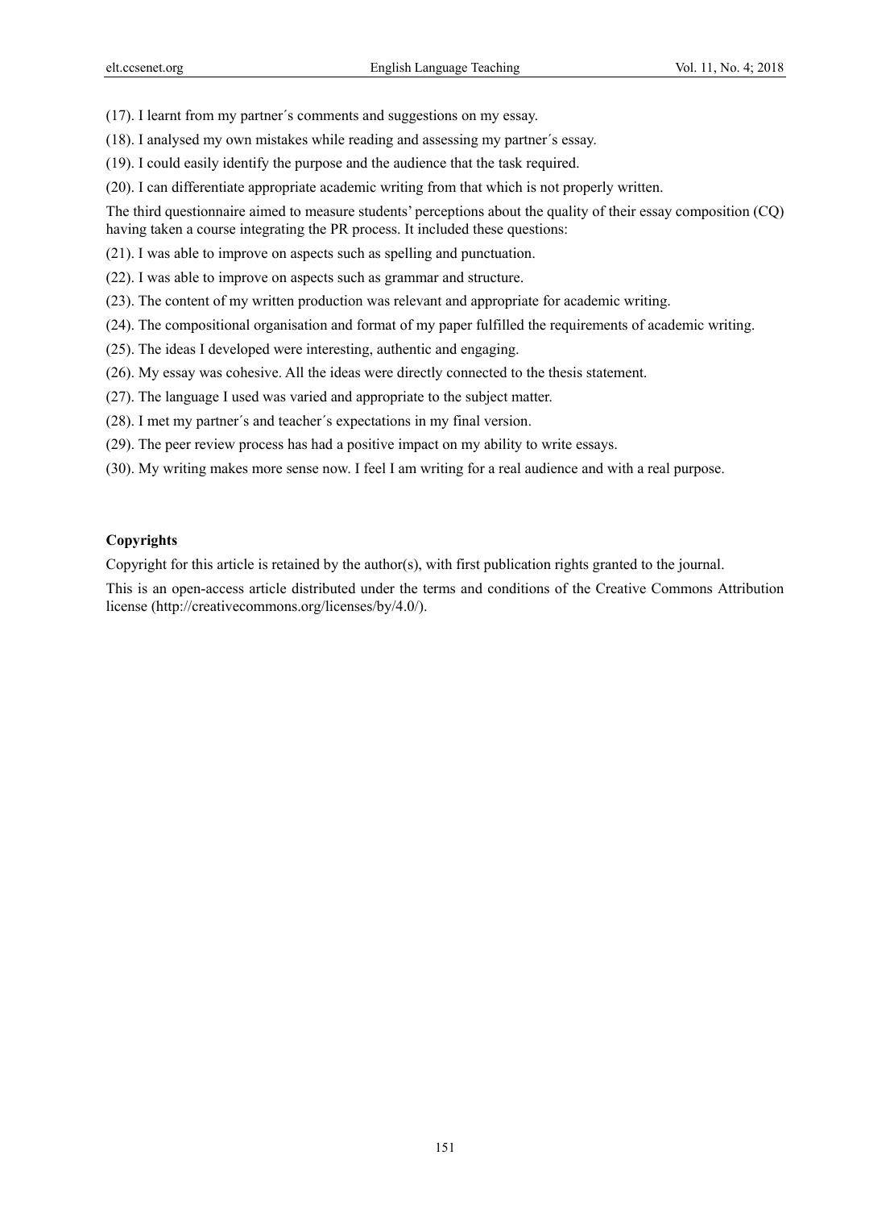(17). I learnt from my partner´s comments and suggestions on my essay.

(18). I analysed my own mistakes while reading and assessing my partner´s essay.

(19). I could easily identify the purpose and the audience that the task required.

(20). I can differentiate appropriate academic writing from that which is not properly written.

The third questionnaire aimed to measure students' perceptions about the quality of their essay composition (CQ) having taken a course integrating the PR process. It included these questions:

(21). I was able to improve on aspects such as spelling and punctuation.

(22). I was able to improve on aspects such as grammar and structure.

(23). The content of my written production was relevant and appropriate for academic writing.

(24). The compositional organisation and format of my paper fulfilled the requirements of academic writing.

(25). The ideas I developed were interesting, authentic and engaging.

(26). My essay was cohesive. All the ideas were directly connected to the thesis statement.

(27). The language I used was varied and appropriate to the subject matter.

(28). I met my partner´s and teacher´s expectations in my final version.

(29). The peer review process has had a positive impact on my ability to write essays.

(30). My writing makes more sense now. I feel I am writing for a real audience and with a real purpose.

**Copyrights**

Copyright for this article is retained by the author(s), with first publication rights granted to the journal.

This is an open-access article distributed under the terms and conditions of the Creative Commons Attribution license (http://creativecommons.org/licenses/by/4.0/).